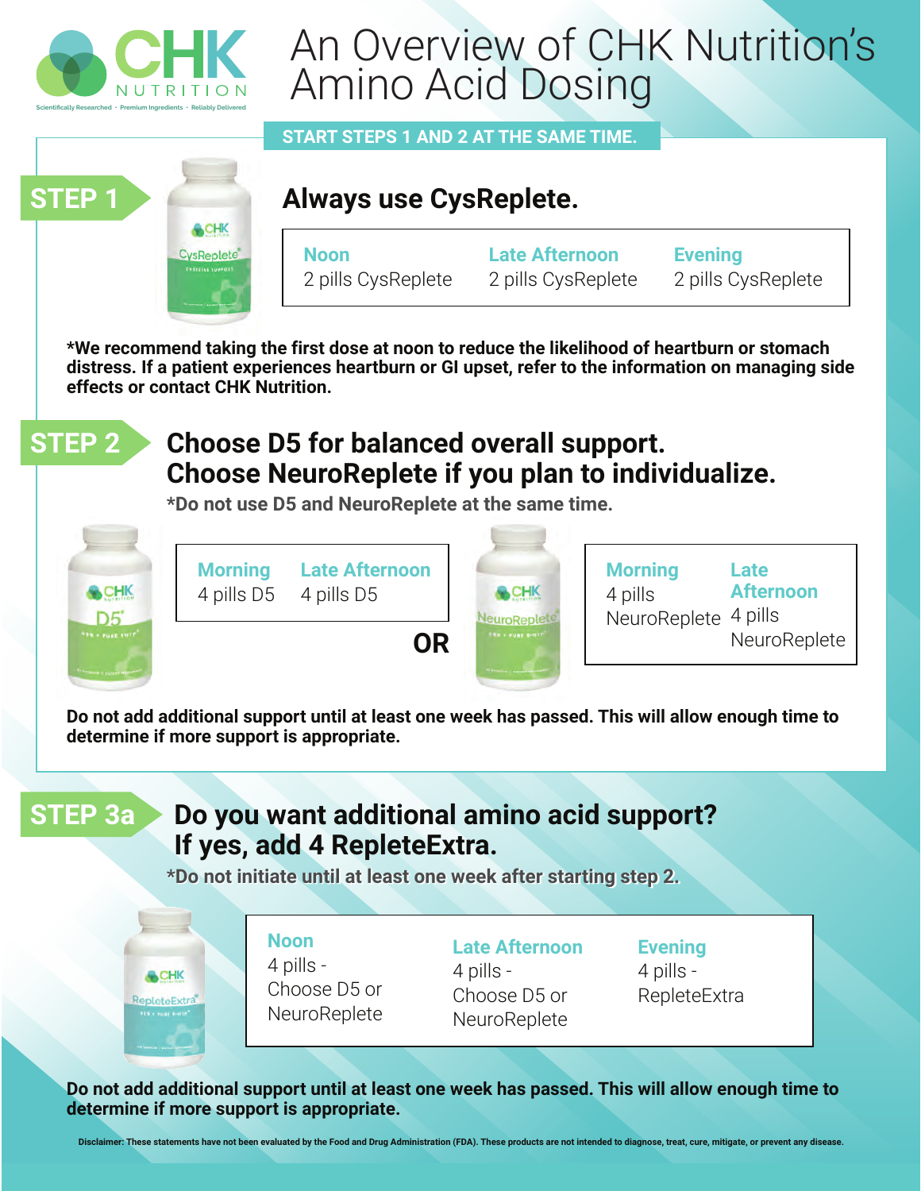# An Overview of CHK Nutrition's Amino Acid Dosing

CHK NUTRITION
Scientifically Researched · Premium Ingredients · Reliably Delivered

**START STEPS 1 AND 2 AT THE SAME TIME.**

## STEP 1

### Always use CysReplete.

| Noon | Late Afternoon | Evening |
|---|---|---|
| 2 pills CysReplete | 2 pills CysReplete | 2 pills CysReplete |

***We recommend taking the first dose at noon to reduce the likelihood of heartburn or stomach distress. If a patient experiences heartburn or GI upset, refer to the information on managing side effects or contact CHK Nutrition.**

## STEP 2

### Choose D5 for balanced overall support.
### Choose NeuroReplete if you plan to individualize.

***Do not use D5 and NeuroReplete at the same time.**

| Morning | Late Afternoon |
|---|---|
| 4 pills D5 | 4 pills D5 |

**OR**

| Morning | Late Afternoon |
|---|---|
| 4 pills NeuroReplete | 4 pills NeuroReplete |

**Do not add additional support until at least one week has passed. This will allow enough time to determine if more support is appropriate.**

## STEP 3a

### Do you want additional amino acid support?
### If yes, add 4 RepleteExtra.

***Do not initiate until at least one week after starting step 2.**

| Noon | Late Afternoon | Evening |
|---|---|---|
| 4 pills - Choose D5 or NeuroReplete | 4 pills - Choose D5 or NeuroReplete | 4 pills - RepleteExtra |

**Do not add additional support until at least one week has passed. This will allow enough time to determine if more support is appropriate.**

**Disclaimer: These statements have not been evaluated by the Food and Drug Administration (FDA). These products are not intended to diagnose, treat, cure, mitigate, or prevent any disease.**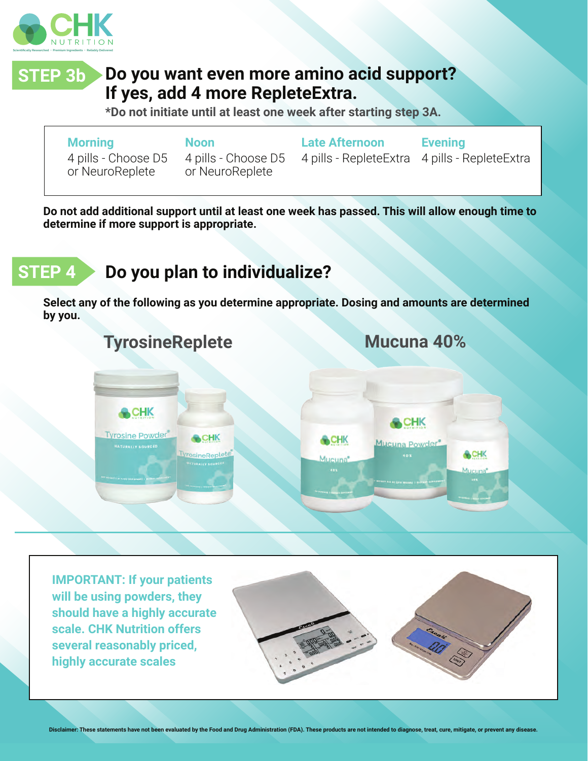## STEP 3b Do you want even more amino acid support? If yes, add 4 more RepleteExtra.

**\*Do not initiate until at least one week after starting step 3A.**

| Morning | Noon | Late Afternoon | Evening |
|---|---|---|---|
| 4 pills - Choose D5 or NeuroReplete | 4 pills - Choose D5 or NeuroReplete | 4 pills - RepleteExtra | 4 pills - RepleteExtra |

**Do not add additional support until at least one week has passed. This will allow enough time to determine if more support is appropriate.**

## STEP 4 Do you plan to individualize?

**Select any of the following as you determine appropriate. Dosing and amounts are determined by you.**

### TyrosineReplete

### Mucuna 40%

**IMPORTANT: If your patients will be using powders, they should have a highly accurate scale. CHK Nutrition offers several reasonably priced, highly accurate scales**

**Disclaimer: These statements have not been evaluated by the Food and Drug Administration (FDA). These products are not intended to diagnose, treat, cure, mitigate, or prevent any disease.**